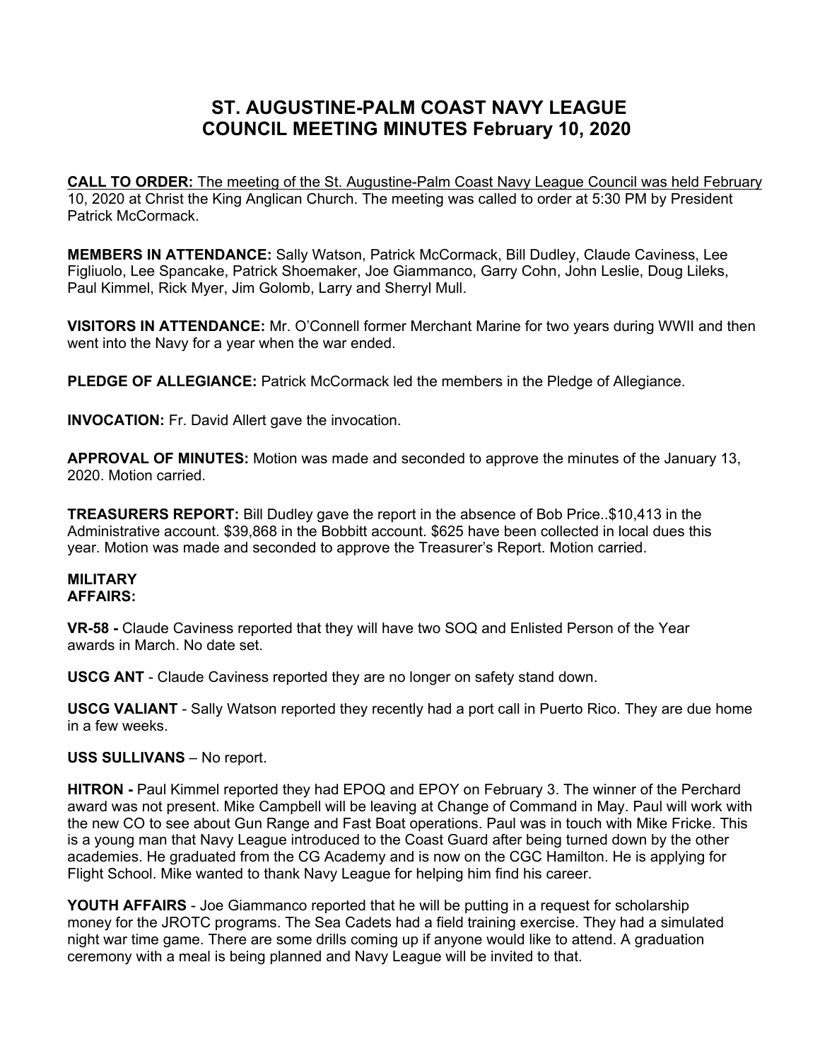# ST. AUGUSTINE-PALM COAST NAVY LEAGUE
# COUNCIL MEETING MINUTES February 10, 2020

**CALL TO ORDER:** The meeting of the St. Augustine-Palm Coast Navy League Council was held February 10, 2020 at Christ the King Anglican Church. The meeting was called to order at 5:30 PM by President Patrick McCormack.

**MEMBERS IN ATTENDANCE:** Sally Watson, Patrick McCormack, Bill Dudley, Claude Caviness, Lee Figliuolo, Lee Spancake, Patrick Shoemaker, Joe Giammanco, Garry Cohn, John Leslie, Doug Lileks, Paul Kimmel, Rick Myer, Jim Golomb, Larry and Sherryl Mull.

**VISITORS IN ATTENDANCE:** Mr. O'Connell former Merchant Marine for two years during WWII and then went into the Navy for a year when the war ended.

**PLEDGE OF ALLEGIANCE:** Patrick McCormack led the members in the Pledge of Allegiance.

**INVOCATION:** Fr. David Allert gave the invocation.

**APPROVAL OF MINUTES:** Motion was made and seconded to approve the minutes of the January 13, 2020. Motion carried.

**TREASURERS REPORT:** Bill Dudley gave the report in the absence of Bob Price..$10,413 in the Administrative account. $39,868 in the Bobbitt account. $625 have been collected in local dues this year. Motion was made and seconded to approve the Treasurer's Report. Motion carried.

**MILITARY AFFAIRS:**

**VR-58 -** Claude Caviness reported that they will have two SOQ and Enlisted Person of the Year awards in March. No date set.

**USCG ANT** - Claude Caviness reported they are no longer on safety stand down.

**USCG VALIANT** - Sally Watson reported they recently had a port call in Puerto Rico. They are due home in a few weeks.

**USS SULLIVANS** – No report.

**HITRON -** Paul Kimmel reported they had EPOQ and EPOY on February 3. The winner of the Perchard award was not present. Mike Campbell will be leaving at Change of Command in May. Paul will work with the new CO to see about Gun Range and Fast Boat operations. Paul was in touch with Mike Fricke. This is a young man that Navy League introduced to the Coast Guard after being turned down by the other academies. He graduated from the CG Academy and is now on the CGC Hamilton. He is applying for Flight School. Mike wanted to thank Navy League for helping him find his career.

**YOUTH AFFAIRS** - Joe Giammanco reported that he will be putting in a request for scholarship money for the JROTC programs. The Sea Cadets had a field training exercise. They had a simulated night war time game. There are some drills coming up if anyone would like to attend. A graduation ceremony with a meal is being planned and Navy League will be invited to that.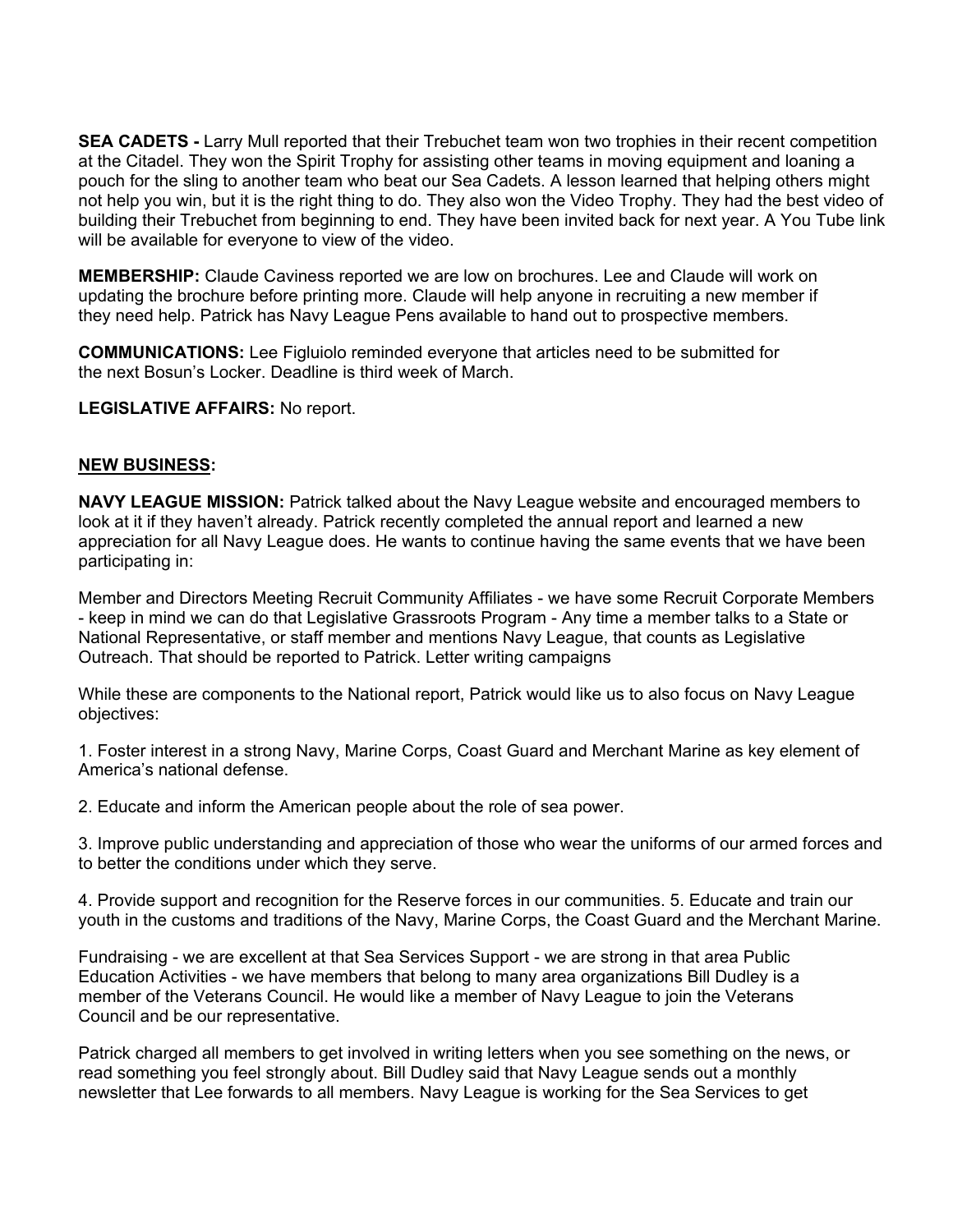**SEA CADETS -** Larry Mull reported that their Trebuchet team won two trophies in their recent competition at the Citadel. They won the Spirit Trophy for assisting other teams in moving equipment and loaning a pouch for the sling to another team who beat our Sea Cadets. A lesson learned that helping others might not help you win, but it is the right thing to do. They also won the Video Trophy. They had the best video of building their Trebuchet from beginning to end. They have been invited back for next year. A You Tube link will be available for everyone to view of the video.

**MEMBERSHIP:** Claude Caviness reported we are low on brochures. Lee and Claude will work on updating the brochure before printing more. Claude will help anyone in recruiting a new member if they need help. Patrick has Navy League Pens available to hand out to prospective members.

**COMMUNICATIONS:** Lee Figluiolo reminded everyone that articles need to be submitted for the next Bosun's Locker. Deadline is third week of March.

**LEGISLATIVE AFFAIRS:** No report.

## **NEW BUSINESS:**

**NAVY LEAGUE MISSION:** Patrick talked about the Navy League website and encouraged members to look at it if they haven't already. Patrick recently completed the annual report and learned a new appreciation for all Navy League does. He wants to continue having the same events that we have been participating in:

Member and Directors Meeting Recruit Community Affiliates - we have some Recruit Corporate Members - keep in mind we can do that Legislative Grassroots Program - Any time a member talks to a State or National Representative, or staff member and mentions Navy League, that counts as Legislative Outreach. That should be reported to Patrick. Letter writing campaigns

While these are components to the National report, Patrick would like us to also focus on Navy League objectives:

1. Foster interest in a strong Navy, Marine Corps, Coast Guard and Merchant Marine as key element of America's national defense.

2. Educate and inform the American people about the role of sea power.

3. Improve public understanding and appreciation of those who wear the uniforms of our armed forces and to better the conditions under which they serve.

4. Provide support and recognition for the Reserve forces in our communities. 5. Educate and train our youth in the customs and traditions of the Navy, Marine Corps, the Coast Guard and the Merchant Marine.

Fundraising - we are excellent at that Sea Services Support - we are strong in that area Public Education Activities - we have members that belong to many area organizations Bill Dudley is a member of the Veterans Council. He would like a member of Navy League to join the Veterans Council and be our representative.

Patrick charged all members to get involved in writing letters when you see something on the news, or read something you feel strongly about. Bill Dudley said that Navy League sends out a monthly newsletter that Lee forwards to all members. Navy League is working for the Sea Services to get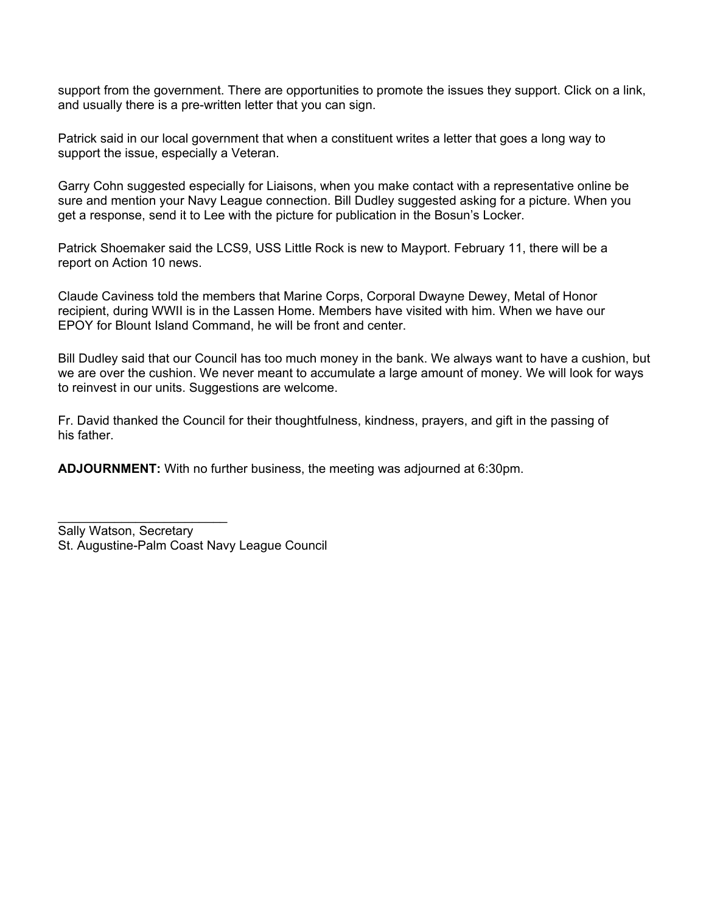support from the government. There are opportunities to promote the issues they support. Click on a link, and usually there is a pre-written letter that you can sign.

Patrick said in our local government that when a constituent writes a letter that goes a long way to support the issue, especially a Veteran.

Garry Cohn suggested especially for Liaisons, when you make contact with a representative online be sure and mention your Navy League connection. Bill Dudley suggested asking for a picture. When you get a response, send it to Lee with the picture for publication in the Bosun's Locker.

Patrick Shoemaker said the LCS9, USS Little Rock is new to Mayport. February 11, there will be a report on Action 10 news.

Claude Caviness told the members that Marine Corps, Corporal Dwayne Dewey, Metal of Honor recipient, during WWII is in the Lassen Home. Members have visited with him. When we have our EPOY for Blount Island Command, he will be front and center.

Bill Dudley said that our Council has too much money in the bank. We always want to have a cushion, but we are over the cushion. We never meant to accumulate a large amount of money. We will look for ways to reinvest in our units. Suggestions are welcome.

Fr. David thanked the Council for their thoughtfulness, kindness, prayers, and gift in the passing of his father.

**ADJOURNMENT:** With no further business, the meeting was adjourned at 6:30pm.

________________________
Sally Watson, Secretary
St. Augustine-Palm Coast Navy League Council